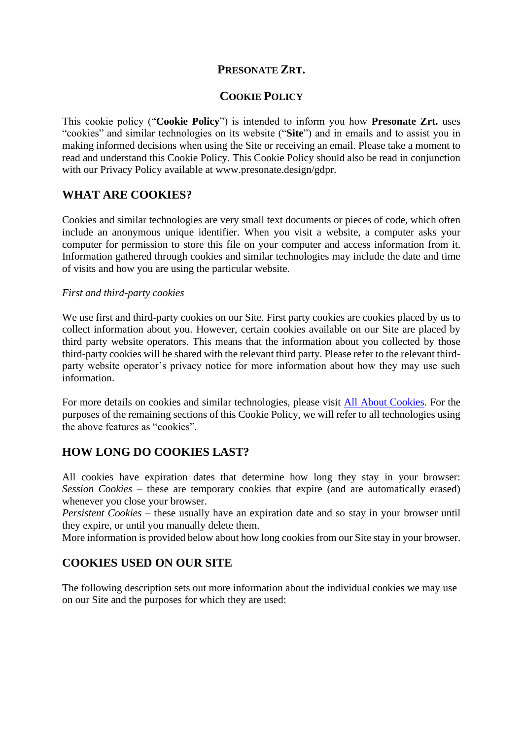# PRESONATE ZRT.

## COOKIE POLICY

This cookie policy ("**Cookie Policy**") is intended to inform you how **Presonate Zrt.** uses "cookies" and similar technologies on its website ("**Site**") and in emails and to assist you in making informed decisions when using the Site or receiving an email. Please take a moment to read and understand this Cookie Policy. This Cookie Policy should also be read in conjunction with our Privacy Policy available at www.presonate.design/gdpr.

## WHAT ARE COOKIES?

Cookies and similar technologies are very small text documents or pieces of code, which often include an anonymous unique identifier. When you visit a website, a computer asks your computer for permission to store this file on your computer and access information from it. Information gathered through cookies and similar technologies may include the date and time of visits and how you are using the particular website.

*First and third-party cookies*

We use first and third-party cookies on our Site. First party cookies are cookies placed by us to collect information about you. However, certain cookies available on our Site are placed by third party website operators. This means that the information about you collected by those third-party cookies will be shared with the relevant third party. Please refer to the relevant third-party website operator's privacy notice for more information about how they may use such information.

For more details on cookies and similar technologies, please visit All About Cookies. For the purposes of the remaining sections of this Cookie Policy, we will refer to all technologies using the above features as "cookies".

## HOW LONG DO COOKIES LAST?

All cookies have expiration dates that determine how long they stay in your browser:
*Session Cookies* – these are temporary cookies that expire (and are automatically erased) whenever you close your browser.
*Persistent Cookies* – these usually have an expiration date and so stay in your browser until they expire, or until you manually delete them.
More information is provided below about how long cookies from our Site stay in your browser.

## COOKIES USED ON OUR SITE

The following description sets out more information about the individual cookies we may use on our Site and the purposes for which they are used: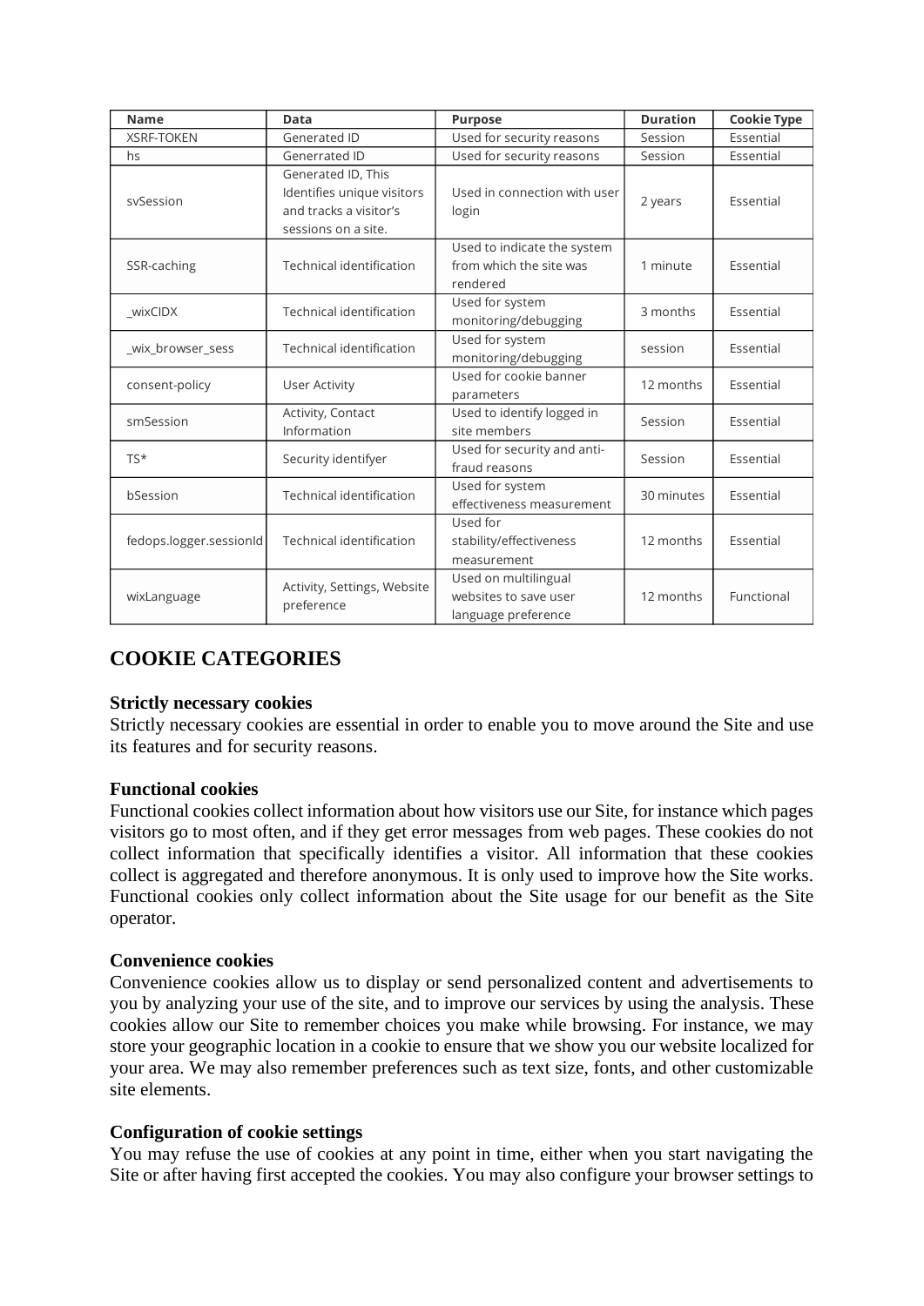| Name | Data | Purpose | Duration | Cookie Type |
| --- | --- | --- | --- | --- |
| XSRF-TOKEN | Generated ID | Used for security reasons | Session | Essential |
| hs | Generrated ID | Used for security reasons | Session | Essential |
| svSession | Generated ID, This Identifies unique visitors and tracks a visitor's sessions on a site. | Used in connection with user login | 2 years | Essential |
| SSR-caching | Technical identification | Used to indicate the system from which the site was rendered | 1 minute | Essential |
| _wixCIDX | Technical identification | Used for system monitoring/debugging | 3 months | Essential |
| _wix_browser_sess | Technical identification | Used for system monitoring/debugging | session | Essential |
| consent-policy | User Activity | Used for cookie banner parameters | 12 months | Essential |
| smSession | Activity, Contact Information | Used to identify logged in site members | Session | Essential |
| TS* | Security identifyer | Used for security and anti-fraud reasons | Session | Essential |
| bSession | Technical identification | Used for system effectiveness measurement | 30 minutes | Essential |
| fedops.logger.sessionId | Technical identification | Used for stability/effectiveness measurement | 12 months | Essential |
| wixLanguage | Activity, Settings, Website preference | Used on multilingual websites to save user language preference | 12 months | Functional |

## COOKIE CATEGORIES

**Strictly necessary cookies**

Strictly necessary cookies are essential in order to enable you to move around the Site and use its features and for security reasons.

**Functional cookies**

Functional cookies collect information about how visitors use our Site, for instance which pages visitors go to most often, and if they get error messages from web pages. These cookies do not collect information that specifically identifies a visitor. All information that these cookies collect is aggregated and therefore anonymous. It is only used to improve how the Site works. Functional cookies only collect information about the Site usage for our benefit as the Site operator.

**Convenience cookies**

Convenience cookies allow us to display or send personalized content and advertisements to you by analyzing your use of the site, and to improve our services by using the analysis. These cookies allow our Site to remember choices you make while browsing. For instance, we may store your geographic location in a cookie to ensure that we show you our website localized for your area. We may also remember preferences such as text size, fonts, and other customizable site elements.

**Configuration of cookie settings**

You may refuse the use of cookies at any point in time, either when you start navigating the Site or after having first accepted the cookies. You may also configure your browser settings to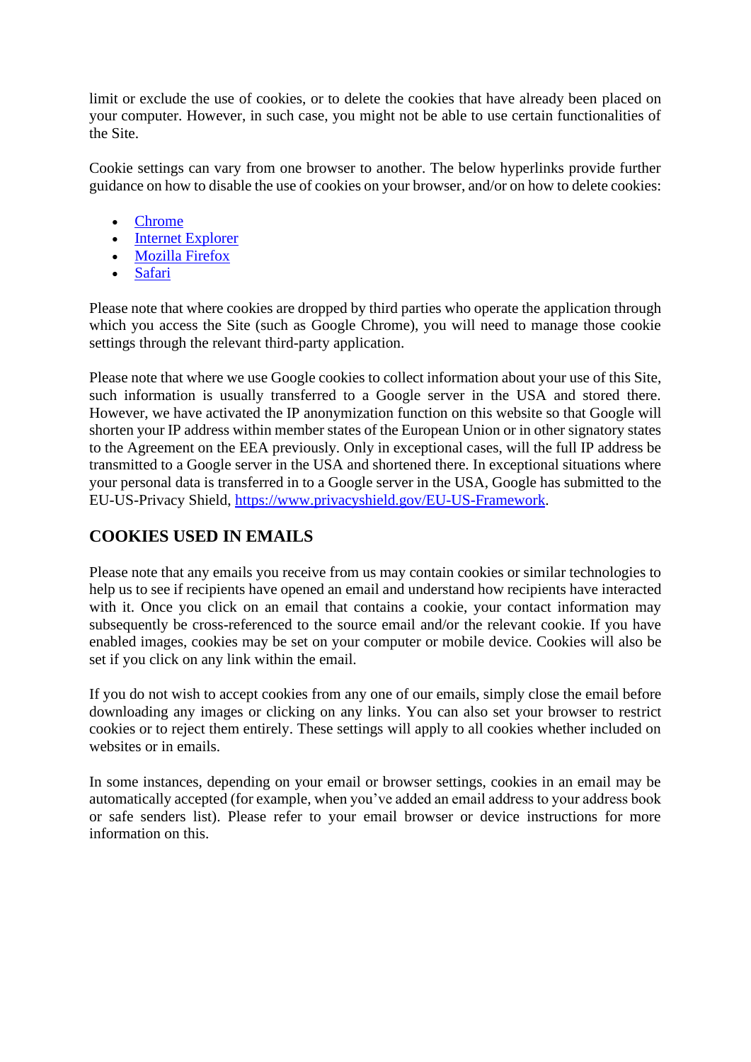limit or exclude the use of cookies, or to delete the cookies that have already been placed on your computer. However, in such case, you might not be able to use certain functionalities of the Site.

Cookie settings can vary from one browser to another. The below hyperlinks provide further guidance on how to disable the use of cookies on your browser, and/or on how to delete cookies:

- Chrome
- Internet Explorer
- Mozilla Firefox
- Safari

Please note that where cookies are dropped by third parties who operate the application through which you access the Site (such as Google Chrome), you will need to manage those cookie settings through the relevant third-party application.

Please note that where we use Google cookies to collect information about your use of this Site, such information is usually transferred to a Google server in the USA and stored there. However, we have activated the IP anonymization function on this website so that Google will shorten your IP address within member states of the European Union or in other signatory states to the Agreement on the EEA previously. Only in exceptional cases, will the full IP address be transmitted to a Google server in the USA and shortened there. In exceptional situations where your personal data is transferred in to a Google server in the USA, Google has submitted to the EU-US-Privacy Shield, https://www.privacyshield.gov/EU-US-Framework.

## COOKIES USED IN EMAILS

Please note that any emails you receive from us may contain cookies or similar technologies to help us to see if recipients have opened an email and understand how recipients have interacted with it. Once you click on an email that contains a cookie, your contact information may subsequently be cross-referenced to the source email and/or the relevant cookie. If you have enabled images, cookies may be set on your computer or mobile device. Cookies will also be set if you click on any link within the email.

If you do not wish to accept cookies from any one of our emails, simply close the email before downloading any images or clicking on any links. You can also set your browser to restrict cookies or to reject them entirely. These settings will apply to all cookies whether included on websites or in emails.

In some instances, depending on your email or browser settings, cookies in an email may be automatically accepted (for example, when you've added an email address to your address book or safe senders list). Please refer to your email browser or device instructions for more information on this.